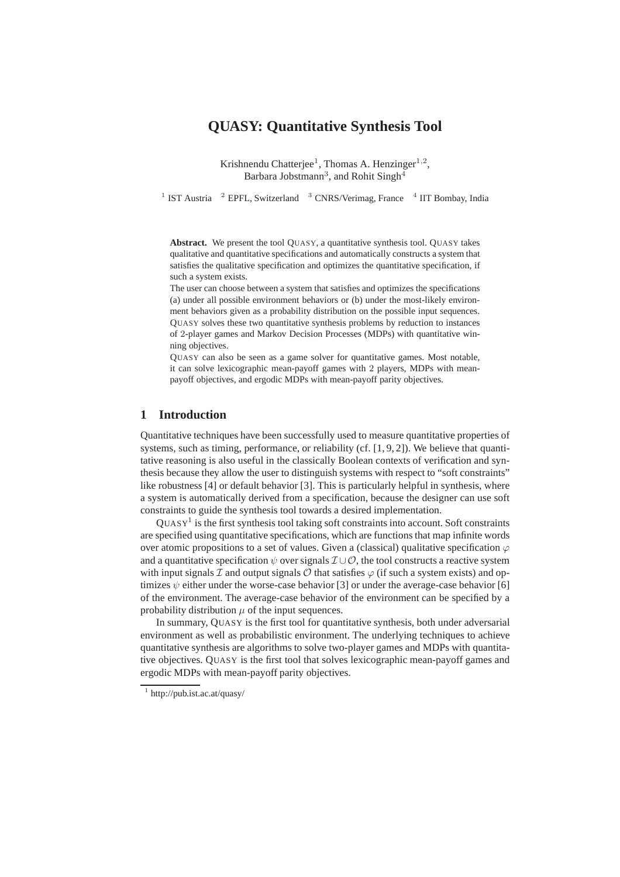# QUASY: Quantitative Synthesis Tool

Krishnendu Chatterjee[1], Thomas A. Henzinger[1,2], Barbara Jobstmann[3], and Rohit Singh[4]

[1] IST Austria [2] EPFL, Switzerland [3] CNRS/Verimag, France [4] IIT Bombay, India

**Abstract.** We present the tool QUASY, a quantitative synthesis tool. QUASY takes qualitative and quantitative specifications and automatically constructs a system that satisfies the qualitative specification and optimizes the quantitative specification, if such a system exists.

The user can choose between a system that satisfies and optimizes the specifications (a) under all possible environment behaviors or (b) under the most-likely environment behaviors given as a probability distribution on the possible input sequences. QUASY solves these two quantitative synthesis problems by reduction to instances of 2-player games and Markov Decision Processes (MDPs) with quantitative winning objectives.

QUASY can also be seen as a game solver for quantitative games. Most notable, it can solve lexicographic mean-payoff games with 2 players, MDPs with mean-payoff objectives, and ergodic MDPs with mean-payoff parity objectives.

## 1 Introduction

Quantitative techniques have been successfully used to measure quantitative properties of systems, such as timing, performance, or reliability (cf. [1, 9, 2]). We believe that quantitative reasoning is also useful in the classically Boolean contexts of verification and synthesis because they allow the user to distinguish systems with respect to "soft constraints" like robustness [4] or default behavior [3]. This is particularly helpful in synthesis, where a system is automatically derived from a specification, because the designer can use soft constraints to guide the synthesis tool towards a desired implementation.

QUASY[1] is the first synthesis tool taking soft constraints into account. Soft constraints are specified using quantitative specifications, which are functions that map infinite words over atomic propositions to a set of values. Given a (classical) qualitative specification $\varphi$ and a quantitative specification $\psi$ over signals $\mathcal{I} \cup \mathcal{O}$, the tool constructs a reactive system with input signals $\mathcal{I}$ and output signals $\mathcal{O}$ that satisfies $\varphi$ (if such a system exists) and optimizes $\psi$ either under the worse-case behavior [3] or under the average-case behavior [6] of the environment. The average-case behavior of the environment can be specified by a probability distribution $\mu$ of the input sequences.

In summary, QUASY is the first tool for quantitative synthesis, both under adversarial environment as well as probabilistic environment. The underlying techniques to achieve quantitative synthesis are algorithms to solve two-player games and MDPs with quantitative objectives. QUASY is the first tool that solves lexicographic mean-payoff games and ergodic MDPs with mean-payoff parity objectives.

[1] http://pub.ist.ac.at/quasy/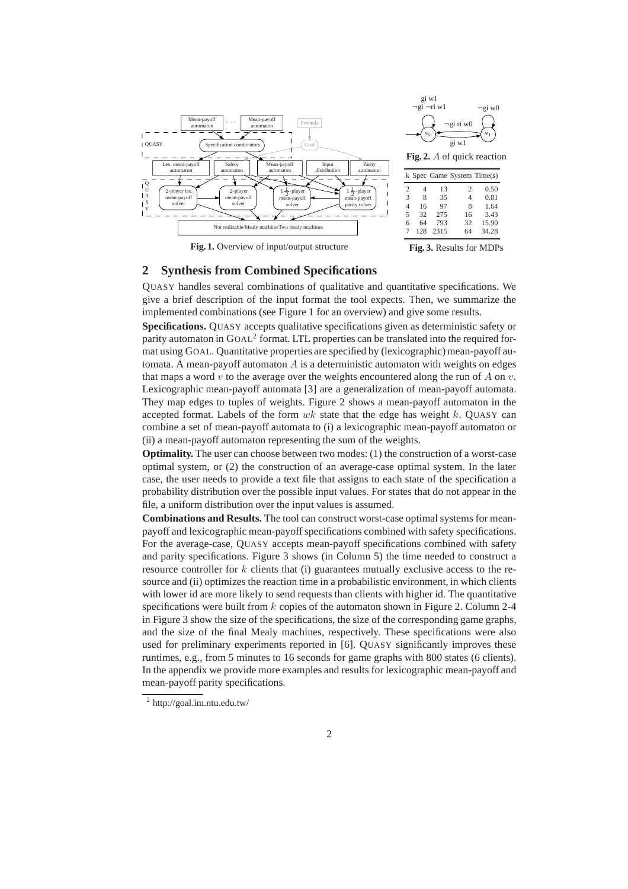**Fig. 1.** Overview of input/output structure

**Fig. 2.** $A$ of quick reaction

| k | Spec | Game | System | Time(s) |
|---|---|---|---|---|
| 2 | 4 | 13 | 2 | 0.50 |
| 3 | 8 | 35 | 4 | 0.81 |
| 4 | 16 | 97 | 8 | 1.64 |
| 5 | 32 | 275 | 16 | 3.43 |
| 6 | 64 | 793 | 32 | 15.90 |
| 7 | 128 | 2315 | 64 | 34.28 |

**Fig. 3.** Results for MDPs

## 2 Synthesis from Combined Specifications

QUASY handles several combinations of qualitative and quantitative specifications. We give a brief description of the input format the tool expects. Then, we summarize the implemented combinations (see Figure 1 for an overview) and give some results.

**Specifications.** QUASY accepts qualitative specifications given as deterministic safety or parity automaton in GOAL[2] format. LTL properties can be translated into the required format using GOAL. Quantitative properties are specified by (lexicographic) mean-payoff automata. A mean-payoff automaton $A$ is a deterministic automaton with weights on edges that maps a word $v$ to the average over the weights encountered along the run of $A$ on $v$. Lexicographic mean-payoff automata [3] are a generalization of mean-payoff automata. They map edges to tuples of weights. Figure 2 shows a mean-payoff automaton in the accepted format. Labels of the form $wk$ state that the edge has weight $k$. QUASY can combine a set of mean-payoff automata to (i) a lexicographic mean-payoff automaton or (ii) a mean-payoff automaton representing the sum of the weights.

**Optimality.** The user can choose between two modes: (1) the construction of a worst-case optimal system, or (2) the construction of an average-case optimal system. In the later case, the user needs to provide a text file that assigns to each state of the specification a probability distribution over the possible input values. For states that do not appear in the file, a uniform distribution over the input values is assumed.

**Combinations and Results.** The tool can construct worst-case optimal systems for mean-payoff and lexicographic mean-payoff specifications combined with safety specifications. For the average-case, QUASY accepts mean-payoff specifications combined with safety and parity specifications. Figure 3 shows (in Column 5) the time needed to construct a resource controller for $k$ clients that (i) guarantees mutually exclusive access to the resource and (ii) optimizes the reaction time in a probabilistic environment, in which clients with lower id are more likely to send requests than clients with higher id. The quantitative specifications were built from $k$ copies of the automaton shown in Figure 2. Column 2-4 in Figure 3 show the size of the specifications, the size of the corresponding game graphs, and the size of the final Mealy machines, respectively. These specifications were also used for preliminary experiments reported in [6]. QUASY significantly improves these runtimes, e.g., from 5 minutes to 16 seconds for game graphs with 800 states (6 clients). In the appendix we provide more examples and results for lexicographic mean-payoff and mean-payoff parity specifications.

[2] http://goal.im.ntu.edu.tw/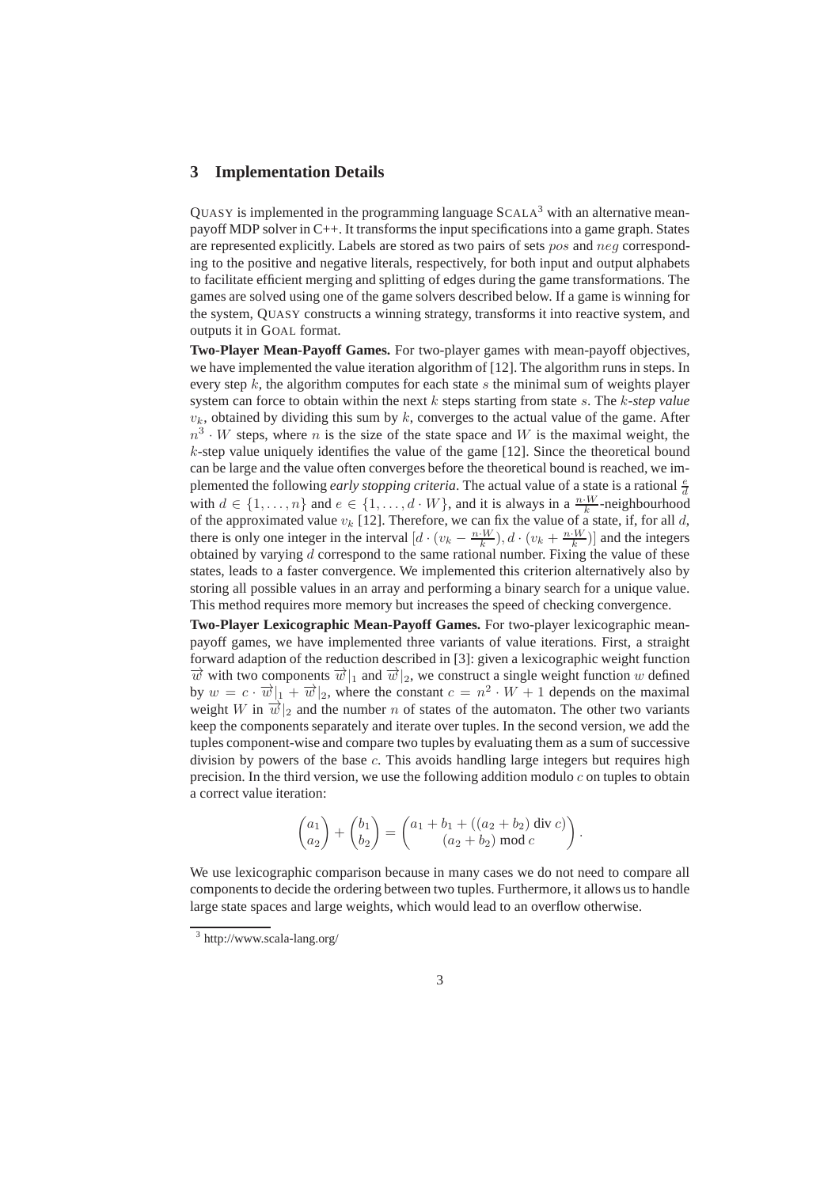## 3 Implementation Details

QUASY is implemented in the programming language SCALA[3] with an alternative mean-payoff MDP solver in C++. It transforms the input specifications into a game graph. States are represented explicitly. Labels are stored as two pairs of sets $pos$ and $neg$ corresponding to the positive and negative literals, respectively, for both input and output alphabets to facilitate efficient merging and splitting of edges during the game transformations. The games are solved using one of the game solvers described below. If a game is winning for the system, QUASY constructs a winning strategy, transforms it into reactive system, and outputs it in GOAL format.

**Two-Player Mean-Payoff Games.** For two-player games with mean-payoff objectives, we have implemented the value iteration algorithm of [12]. The algorithm runs in steps. In every step $k$, the algorithm computes for each state $s$ the minimal sum of weights player system can force to obtain within the next $k$ steps starting from state $s$. The *$k$-step value* $v_k$, obtained by dividing this sum by $k$, converges to the actual value of the game. After $n^3 \cdot W$ steps, where $n$ is the size of the state space and $W$ is the maximal weight, the $k$-step value uniquely identifies the value of the game [12]. Since the theoretical bound can be large and the value often converges before the theoretical bound is reached, we implemented the following *early stopping criteria*. The actual value of a state is a rational $\frac{e}{d}$ with $d \in \{1, \ldots, n\}$ and $e \in \{1, \ldots, d \cdot W\}$, and it is always in a $\frac{n \cdot W}{k}$-neighbourhood of the approximated value $v_k$ [12]. Therefore, we can fix the value of a state, if, for all $d$, there is only one integer in the interval $[d \cdot (v_k - \frac{n \cdot W}{k}), d \cdot (v_k + \frac{n \cdot W}{k})]$ and the integers obtained by varying $d$ correspond to the same rational number. Fixing the value of these states, leads to a faster convergence. We implemented this criterion alternatively also by storing all possible values in an array and performing a binary search for a unique value. This method requires more memory but increases the speed of checking convergence.

**Two-Player Lexicographic Mean-Payoff Games.** For two-player lexicographic mean-payoff games, we have implemented three variants of value iterations. First, a straight forward adaption of the reduction described in [3]: given a lexicographic weight function $\overrightarrow{w}$ with two components $\overrightarrow{w}|_1$ and $\overrightarrow{w}|_2$, we construct a single weight function $w$ defined by $w = c \cdot \overrightarrow{w}|_1 + \overrightarrow{w}|_2$, where the constant $c = n^2 \cdot W + 1$ depends on the maximal weight $W$ in $\overrightarrow{w}|_2$ and the number $n$ of states of the automaton. The other two variants keep the components separately and iterate over tuples. In the second version, we add the tuples component-wise and compare two tuples by evaluating them as a sum of successive division by powers of the base $c$. This avoids handling large integers but requires high precision. In the third version, we use the following addition modulo $c$ on tuples to obtain a correct value iteration:

$$\begin{pmatrix} a_1 \\ a_2 \end{pmatrix} + \begin{pmatrix} b_1 \\ b_2 \end{pmatrix} = \begin{pmatrix} a_1 + b_1 + ((a_2 + b_2) \operatorname{div} c) \\ (a_2 + b_2) \bmod c \end{pmatrix}.$$

We use lexicographic comparison because in many cases we do not need to compare all components to decide the ordering between two tuples. Furthermore, it allows us to handle large state spaces and large weights, which would lead to an overflow otherwise.

[3] http://www.scala-lang.org/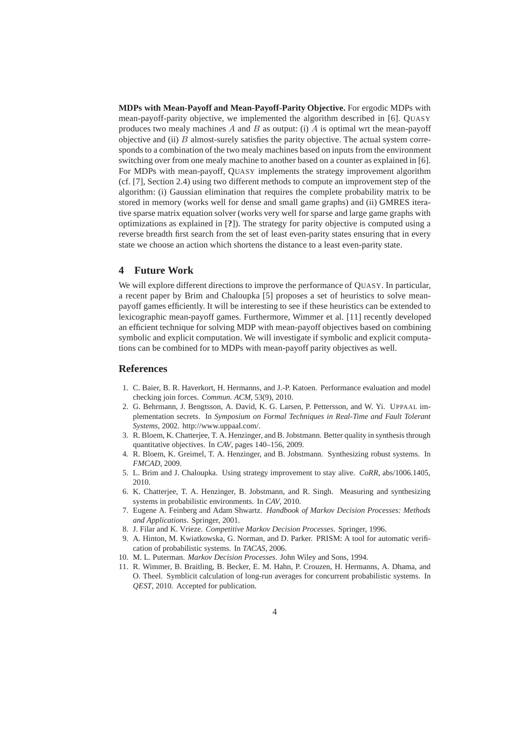**MDPs with Mean-Payoff and Mean-Payoff-Parity Objective.** For ergodic MDPs with mean-payoff-parity objective, we implemented the algorithm described in [6]. QUASY produces two mealy machines $A$ and $B$ as output: (i) $A$ is optimal wrt the mean-payoff objective and (ii) $B$ almost-surely satisfies the parity objective. The actual system corresponds to a combination of the two mealy machines based on inputs from the environment switching over from one mealy machine to another based on a counter as explained in [6]. For MDPs with mean-payoff, QUASY implements the strategy improvement algorithm (cf. [7], Section 2.4) using two different methods to compute an improvement step of the algorithm: (i) Gaussian elimination that requires the complete probability matrix to be stored in memory (works well for dense and small game graphs) and (ii) GMRES iterative sparse matrix equation solver (works very well for sparse and large game graphs with optimizations as explained in [**?**]). The strategy for parity objective is computed using a reverse breadth first search from the set of least even-parity states ensuring that in every state we choose an action which shortens the distance to a least even-parity state.

## 4 Future Work

We will explore different directions to improve the performance of QUASY. In particular, a recent paper by Brim and Chaloupka [5] proposes a set of heuristics to solve mean-payoff games efficiently. It will be interesting to see if these heuristics can be extended to lexicographic mean-payoff games. Furthermore, Wimmer et al. [11] recently developed an efficient technique for solving MDP with mean-payoff objectives based on combining symbolic and explicit computation. We will investigate if symbolic and explicit computations can be combined for to MDPs with mean-payoff parity objectives as well.

## References

1. C. Baier, B. R. Haverkort, H. Hermanns, and J.-P. Katoen. Performance evaluation and model checking join forces. *Commun. ACM*, 53(9), 2010.
2. G. Behrmann, J. Bengtsson, A. David, K. G. Larsen, P. Pettersson, and W. Yi. UPPAAL implementation secrets. In *Symposium on Formal Techniques in Real-Time and Fault Tolerant Systems*, 2002. http://www.uppaal.com/.
3. R. Bloem, K. Chatterjee, T. A. Henzinger, and B. Jobstmann. Better quality in synthesis through quantitative objectives. In *CAV*, pages 140–156, 2009.
4. R. Bloem, K. Greimel, T. A. Henzinger, and B. Jobstmann. Synthesizing robust systems. In *FMCAD*, 2009.
5. L. Brim and J. Chaloupka. Using strategy improvement to stay alive. *CoRR*, abs/1006.1405, 2010.
6. K. Chatterjee, T. A. Henzinger, B. Jobstmann, and R. Singh. Measuring and synthesizing systems in probabilistic environments. In *CAV*, 2010.
7. Eugene A. Feinberg and Adam Shwartz. *Handbook of Markov Decision Processes: Methods and Applications*. Springer, 2001.
8. J. Filar and K. Vrieze. *Competitive Markov Decision Processes*. Springer, 1996.
9. A. Hinton, M. Kwiatkowska, G. Norman, and D. Parker. PRISM: A tool for automatic verification of probabilistic systems. In *TACAS*, 2006.
10. M. L. Puterman. *Markov Decision Processes*. John Wiley and Sons, 1994.
11. R. Wimmer, B. Braitling, B. Becker, E. M. Hahn, P. Crouzen, H. Hermanns, A. Dhama, and O. Theel. Symblicit calculation of long-run averages for concurrent probabilistic systems. In *QEST*, 2010. Accepted for publication.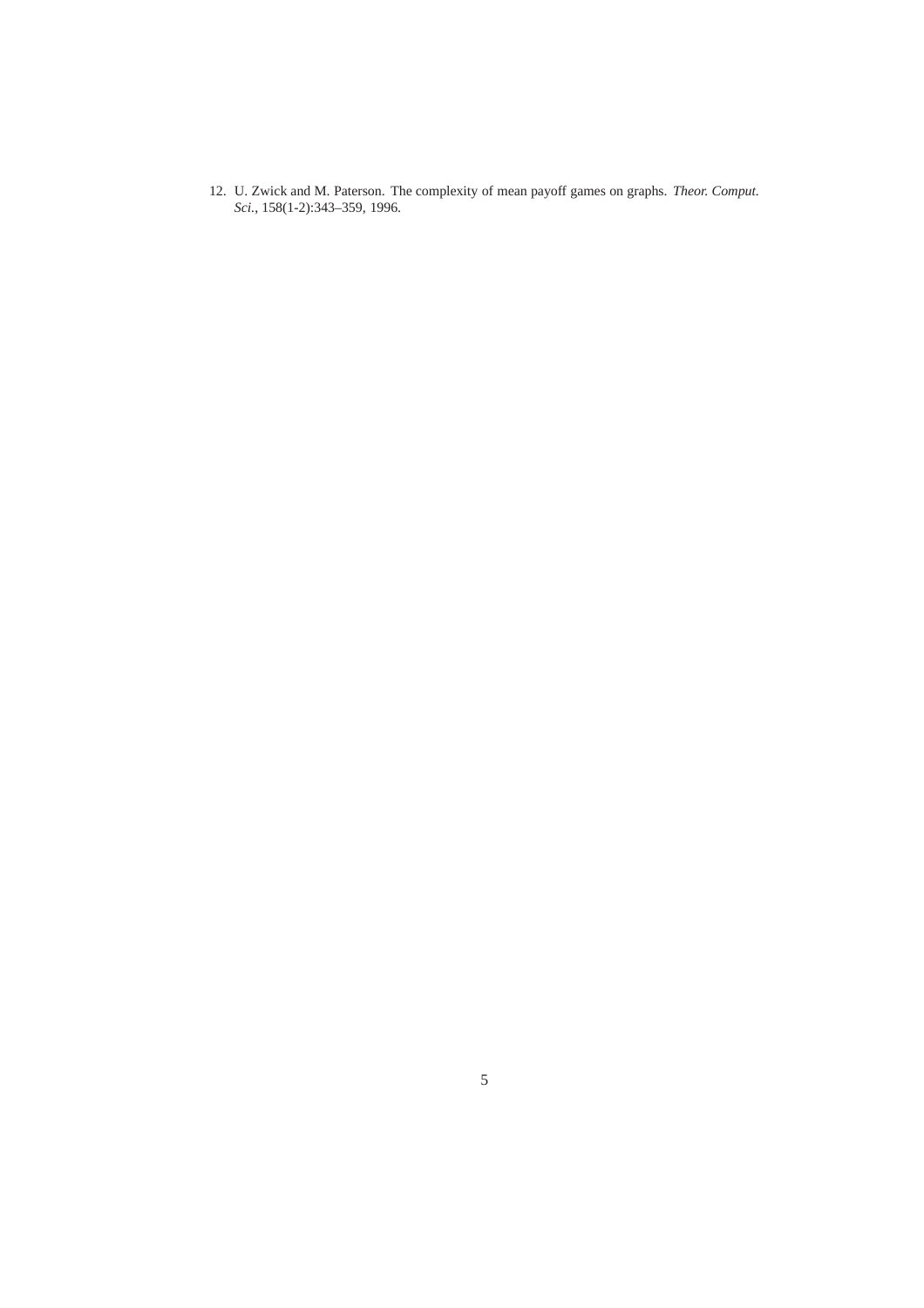12. U. Zwick and M. Paterson. The complexity of mean payoff games on graphs. *Theor. Comput. Sci.*, 158(1-2):343–359, 1996.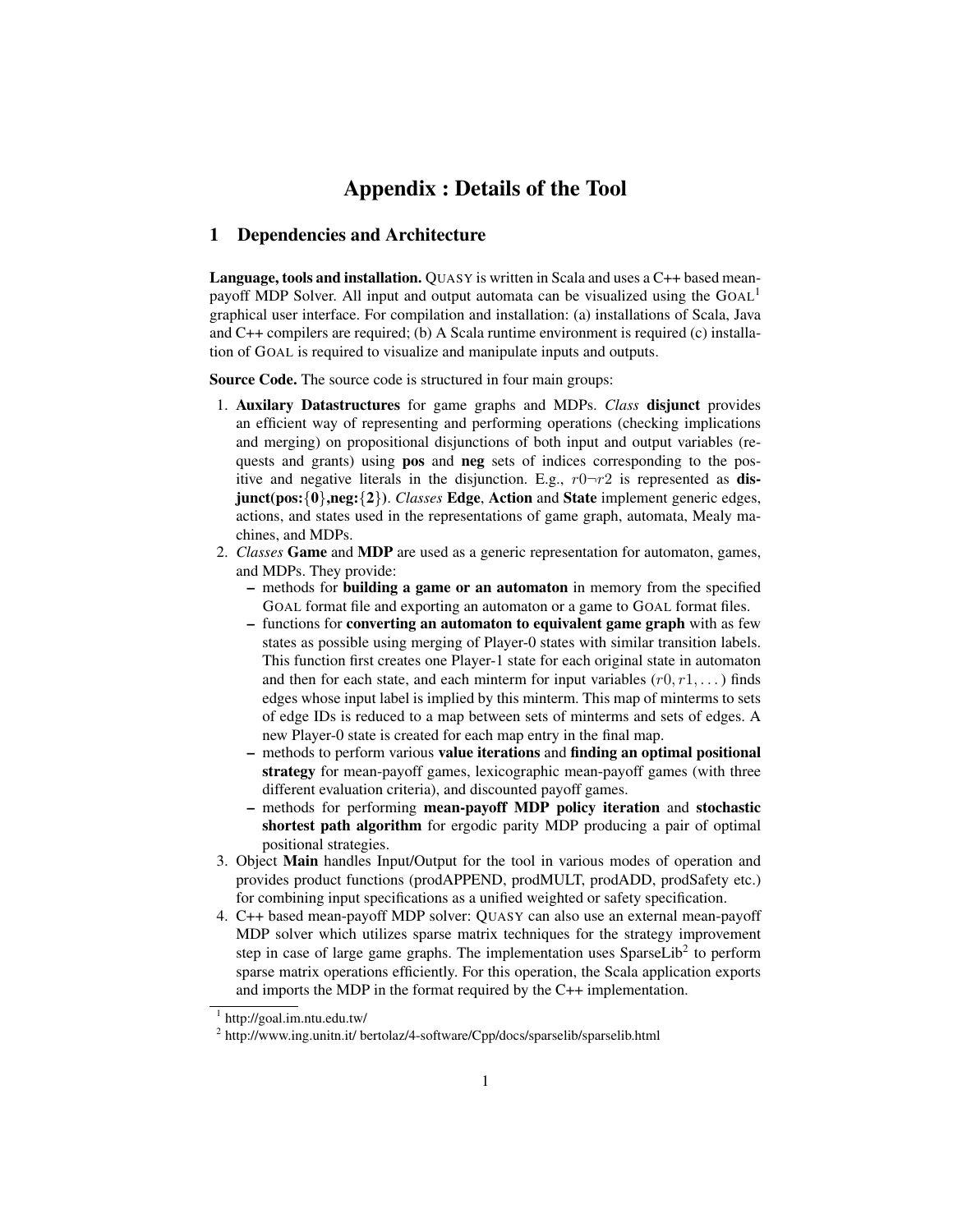# Appendix : Details of the Tool

## 1 Dependencies and Architecture

**Language, tools and installation.** QUASY is written in Scala and uses a C++ based mean-payoff MDP Solver. All input and output automata can be visualized using the GOAL[1] graphical user interface. For compilation and installation: (a) installations of Scala, Java and C++ compilers are required; (b) A Scala runtime environment is required (c) installation of GOAL is required to visualize and manipulate inputs and outputs.

**Source Code.** The source code is structured in four main groups:

1. **Auxilary Datastructures** for game graphs and MDPs. *Class* **disjunct** provides an efficient way of representing and performing operations (checking implications and merging) on propositional disjunctions of both input and output variables (requests and grants) using **pos** and **neg** sets of indices corresponding to the positive and negative literals in the disjunction. E.g., $r0 \neg r2$ is represented as **disjunct(pos:{0},neg:{2})**. *Classes* **Edge**, **Action** and **State** implement generic edges, actions, and states used in the representations of game graph, automata, Mealy machines, and MDPs.
2. *Classes* **Game** and **MDP** are used as a generic representation for automaton, games, and MDPs. They provide:
   - methods for **building a game or an automaton** in memory from the specified GOAL format file and exporting an automaton or a game to GOAL format files.
   - functions for **converting an automaton to equivalent game graph** with as few states as possible using merging of Player-0 states with similar transition labels. This function first creates one Player-1 state for each original state in automaton and then for each state, and each minterm for input variables $(r0, r1, \dots)$ finds edges whose input label is implied by this minterm. This map of minterms to sets of edge IDs is reduced to a map between sets of minterms and sets of edges. A new Player-0 state is created for each map entry in the final map.
   - methods to perform various **value iterations** and **finding an optimal positional strategy** for mean-payoff games, lexicographic mean-payoff games (with three different evaluation criteria), and discounted payoff games.
   - methods for performing **mean-payoff MDP policy iteration** and **stochastic shortest path algorithm** for ergodic parity MDP producing a pair of optimal positional strategies.
3. Object **Main** handles Input/Output for the tool in various modes of operation and provides product functions (prodAPPEND, prodMULT, prodADD, prodSafety etc.) for combining input specifications as a unified weighted or safety specification.
4. C++ based mean-payoff MDP solver: QUASY can also use an external mean-payoff MDP solver which utilizes sparse matrix techniques for the strategy improvement step in case of large game graphs. The implementation uses SparseLib[2] to perform sparse matrix operations efficiently. For this operation, the Scala application exports and imports the MDP in the format required by the C++ implementation.

[1] http://goal.im.ntu.edu.tw/

[2] http://www.ing.unitn.it/ bertolaz/4-software/Cpp/docs/sparselib/sparselib.html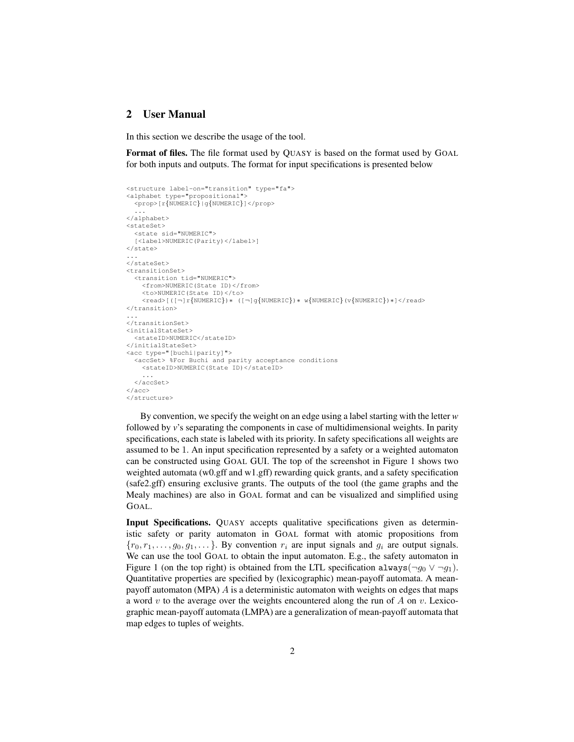## 2 User Manual

In this section we describe the usage of the tool.

**Format of files.** The file format used by QUASY is based on the format used by GOAL for both inputs and outputs. The format for input specifications is presented below

```
<structure label-on="transition" type="fa">
<alphabet type="propositional">
  <prop>[r{NUMERIC}|g{NUMERIC}]</prop>
  ...
</alphabet>
<stateSet>
  <state sid="NUMERIC">
  [<label>NUMERIC(Parity)</label>]
</state>
...
</stateSet>
<transitionSet>
  <transition tid="NUMERIC">
    <from>NUMERIC(State ID)</from>
    <to>NUMERIC(State ID)</to>
    <read>[([¬]r{NUMERIC})* ([¬]g{NUMERIC})* w{NUMERIC}(v{NUMERIC})*]</read>
</transition>
...
</transitionSet>
<initialStateSet>
  <stateID>NUMERIC</stateID>
</initialStateSet>
<acc type="[buchi|parity]">
  <accSet> %For Buchi and parity acceptance conditions
    <stateID>NUMERIC(State ID)</stateID>
    ...
  </accSet>
</acc>
</structure>
```

By convention, we specify the weight on an edge using a label starting with the letter *w* followed by *v*'s separating the components in case of multidimensional weights. In parity specifications, each state is labeled with its priority. In safety specifications all weights are assumed to be 1. An input specification represented by a safety or a weighted automaton can be constructed using GOAL GUI. The top of the screenshot in Figure 1 shows two weighted automata (w0.gff and w1.gff) rewarding quick grants, and a safety specification (safe2.gff) ensuring exclusive grants. The outputs of the tool (the game graphs and the Mealy machines) are also in GOAL format and can be visualized and simplified using GOAL.

**Input Specifications.** QUASY accepts qualitative specifications given as deterministic safety or parity automaton in GOAL format with atomic propositions from $\{r_0, r_1, \dots, g_0, g_1, \dots\}$. By convention $r_i$ are input signals and $g_i$ are output signals. We can use the tool GOAL to obtain the input automaton. E.g., the safety automaton in Figure 1 (on the top right) is obtained from the LTL specification always$(\neg g_0 \lor \neg g_1)$. Quantitative properties are specified by (lexicographic) mean-payoff automata. A mean-payoff automaton (MPA) $A$ is a deterministic automaton with weights on edges that maps a word $v$ to the average over the weights encountered along the run of $A$ on $v$. Lexicographic mean-payoff automata (LMPA) are a generalization of mean-payoff automata that map edges to tuples of weights.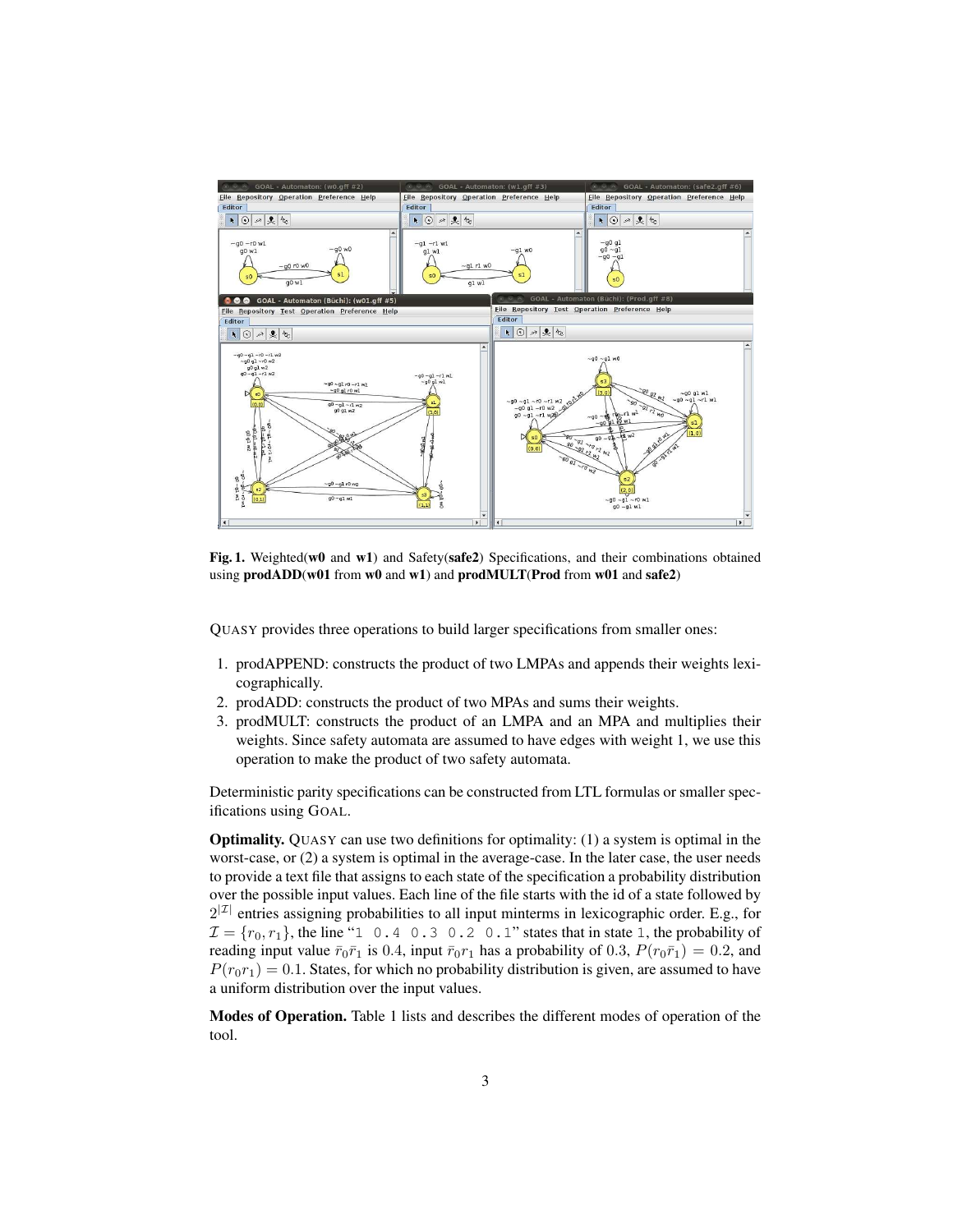**Fig. 1.** Weighted(**w0** and **w1**) and Safety(**safe2**) Specifications, and their combinations obtained using **prodADD**(**w01** from **w0** and **w1**) and **prodMULT**(**Prod** from **w01** and **safe2**)

QUASY provides three operations to build larger specifications from smaller ones:

1. prodAPPEND: constructs the product of two LMPAs and appends their weights lexicographically.
2. prodADD: constructs the product of two MPAs and sums their weights.
3. prodMULT: constructs the product of an LMPA and an MPA and multiplies their weights. Since safety automata are assumed to have edges with weight 1, we use this operation to make the product of two safety automata.

Deterministic parity specifications can be constructed from LTL formulas or smaller specifications using GOAL.

**Optimality.** QUASY can use two definitions for optimality: (1) a system is optimal in the worst-case, or (2) a system is optimal in the average-case. In the later case, the user needs to provide a text file that assigns to each state of the specification a probability distribution over the possible input values. Each line of the file starts with the id of a state followed by $2^{|\mathcal{I}|}$ entries assigning probabilities to all input minterms in lexicographic order. E.g., for $\mathcal{I} = \{r_0, r_1\}$, the line "`1 0.4 0.3 0.2 0.1`" states that in state `1`, the probability of reading input value $\bar{r}_0\bar{r}_1$ is 0.4, input $\bar{r}_0 r_1$ has a probability of 0.3, $P(r_0\bar{r}_1) = 0.2$, and $P(r_0 r_1) = 0.1$. States, for which no probability distribution is given, are assumed to have a uniform distribution over the input values.

**Modes of Operation.** Table 1 lists and describes the different modes of operation of the tool.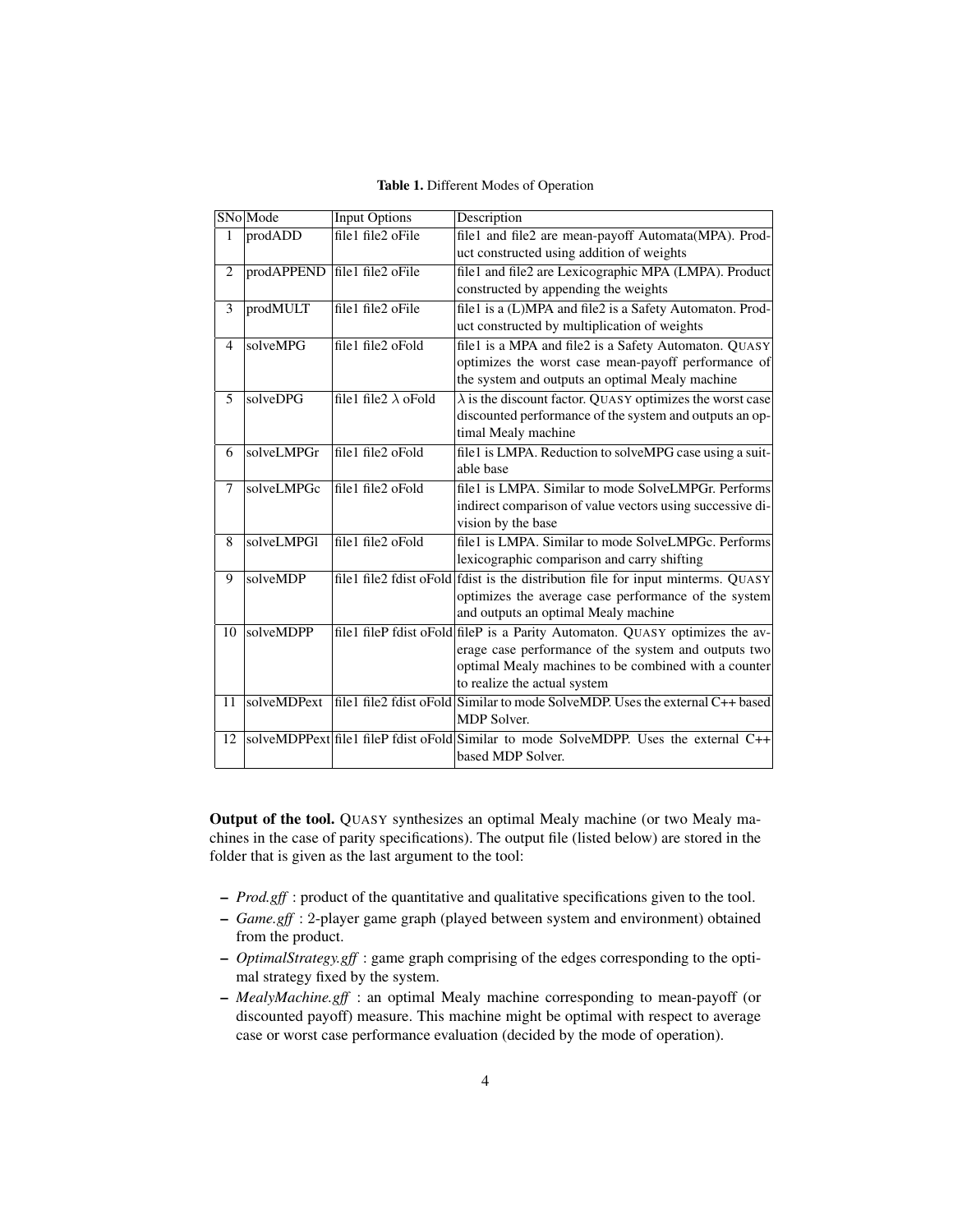Table 1. Different Modes of Operation

| SNo | Mode | Input Options | Description |
|---|---|---|---|
| 1 | prodADD | file1 file2 oFile | file1 and file2 are mean-payoff Automata(MPA). Product constructed using addition of weights |
| 2 | prodAPPEND | file1 file2 oFile | file1 and file2 are Lexicographic MPA (LMPA). Product constructed by appending the weights |
| 3 | prodMULT | file1 file2 oFile | file1 is a (L)MPA and file2 is a Safety Automaton. Product constructed by multiplication of weights |
| 4 | solveMPG | file1 file2 oFold | file1 is a MPA and file2 is a Safety Automaton. QUASY optimizes the worst case mean-payoff performance of the system and outputs an optimal Mealy machine |
| 5 | solveDPG | file1 file2 $\lambda$ oFold | $\lambda$ is the discount factor. QUASY optimizes the worst case discounted performance of the system and outputs an optimal Mealy machine |
| 6 | solveLMPGr | file1 file2 oFold | file1 is LMPA. Reduction to solveMPG case using a suitable base |
| 7 | solveLMPGc | file1 file2 oFold | file1 is LMPA. Similar to mode SolveLMPGr. Performs indirect comparison of value vectors using successive division by the base |
| 8 | solveLMPGl | file1 file2 oFold | file1 is LMPA. Similar to mode SolveLMPGc. Performs lexicographic comparison and carry shifting |
| 9 | solveMDP | file1 file2 fdist oFold | fdist is the distribution file for input minterms. QUASY optimizes the average case performance of the system and outputs an optimal Mealy machine |
| 10 | solveMDPP | file1 fileP fdist oFold | fileP is a Parity Automaton. QUASY optimizes the average case performance of the system and outputs two optimal Mealy machines to be combined with a counter to realize the actual system |
| 11 | solveMDPext | file1 file2 fdist oFold | Similar to mode SolveMDP. Uses the external C++ based MDP Solver. |
| 12 | solveMDPPext | file1 fileP fdist oFold | Similar to mode SolveMDPP. Uses the external C++ based MDP Solver. |

**Output of the tool.** QUASY synthesizes an optimal Mealy machine (or two Mealy machines in the case of parity specifications). The output file (listed below) are stored in the folder that is given as the last argument to the tool:

- *Prod.gff* : product of the quantitative and qualitative specifications given to the tool.
- *Game.gff* : 2-player game graph (played between system and environment) obtained from the product.
- *OptimalStrategy.gff* : game graph comprising of the edges corresponding to the optimal strategy fixed by the system.
- *MealyMachine.gff* : an optimal Mealy machine corresponding to mean-payoff (or discounted payoff) measure. This machine might be optimal with respect to average case or worst case performance evaluation (decided by the mode of operation).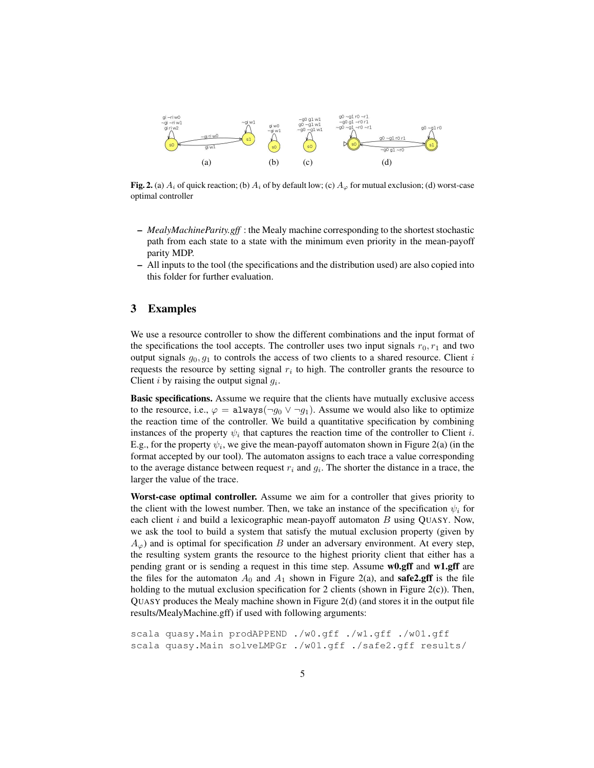**Fig. 2.** (a) $A_i$ of quick reaction; (b) $A_i$ of by default low; (c) $A_\varphi$ for mutual exclusion; (d) worst-case optimal controller

- *MealyMachineParity.gff* : the Mealy machine corresponding to the shortest stochastic path from each state to a state with the minimum even priority in the mean-payoff parity MDP.
- All inputs to the tool (the specifications and the distribution used) are also copied into this folder for further evaluation.

## 3 Examples

We use a resource controller to show the different combinations and the input format of the specifications the tool accepts. The controller uses two input signals $r_0, r_1$ and two output signals $g_0, g_1$ to controls the access of two clients to a shared resource. Client $i$ requests the resource by setting signal $r_i$ to high. The controller grants the resource to Client $i$ by raising the output signal $g_i$.

**Basic specifications.** Assume we require that the clients have mutually exclusive access to the resource, i.e., $\varphi = \texttt{always}(\neg g_0 \vee \neg g_1)$. Assume we would also like to optimize the reaction time of the controller. We build a quantitative specification by combining instances of the property $\psi_i$ that captures the reaction time of the controller to Client $i$. E.g., for the property $\psi_i$, we give the mean-payoff automaton shown in Figure 2(a) (in the format accepted by our tool). The automaton assigns to each trace a value corresponding to the average distance between request $r_i$ and $g_i$. The shorter the distance in a trace, the larger the value of the trace.

**Worst-case optimal controller.** Assume we aim for a controller that gives priority to the client with the lowest number. Then, we take an instance of the specification $\psi_i$ for each client $i$ and build a lexicographic mean-payoff automaton $B$ using QUASY. Now, we ask the tool to build a system that satisfy the mutual exclusion property (given by $A_\varphi$) and is optimal for specification $B$ under an adversary environment. At every step, the resulting system grants the resource to the highest priority client that either has a pending grant or is sending a request in this time step. Assume **w0.gff** and **w1.gff** are the files for the automaton $A_0$ and $A_1$ shown in Figure 2(a), and **safe2.gff** is the file holding to the mutual exclusion specification for 2 clients (shown in Figure 2(c)). Then, QUASY produces the Mealy machine shown in Figure 2(d) (and stores it in the output file results/MealyMachine.gff) if used with following arguments:

```
scala quasy.Main prodAPPEND ./w0.gff ./w1.gff ./w01.gff
scala quasy.Main solveLMPGr ./w01.gff ./safe2.gff results/
```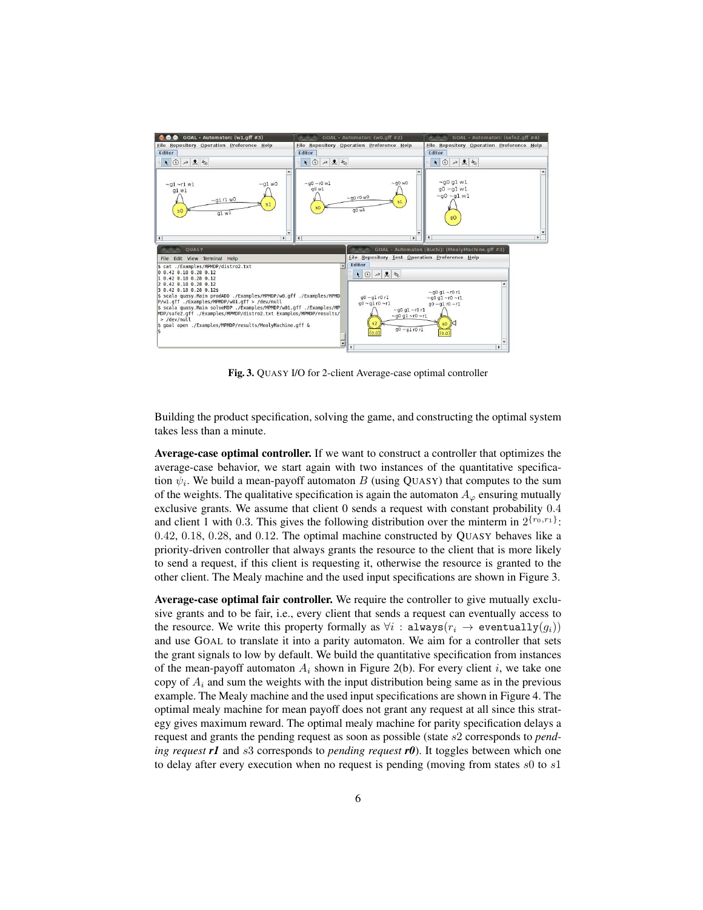**Fig. 3.** QUASY I/O for 2-client Average-case optimal controller

Building the product specification, solving the game, and constructing the optimal system takes less than a minute.

**Average-case optimal controller.** If we want to construct a controller that optimizes the average-case behavior, we start again with two instances of the quantitative specification $\psi_i$. We build a mean-payoff automaton $B$ (using QUASY) that computes to the sum of the weights. The qualitative specification is again the automaton $A_\varphi$ ensuring mutually exclusive grants. We assume that client 0 sends a request with constant probability $0.4$ and client 1 with $0.3$. This gives the following distribution over the minterm in $2^{\{r_0,r_1\}}$: $0.42$, $0.18$, $0.28$, and $0.12$. The optimal machine constructed by QUASY behaves like a priority-driven controller that always grants the resource to the client that is more likely to send a request, if this client is requesting it, otherwise the resource is granted to the other client. The Mealy machine and the used input specifications are shown in Figure 3.

**Average-case optimal fair controller.** We require the controller to give mutually exclusive grants and to be fair, i.e., every client that sends a request can eventually access to the resource. We write this property formally as $\forall i : \texttt{always}(r_i \rightarrow \texttt{eventually}(g_i))$ and use GOAL to translate it into a parity automaton. We aim for a controller that sets the grant signals to low by default. We build the quantitative specification from instances of the mean-payoff automaton $A_i$ shown in Figure 2(b). For every client $i$, we take one copy of $A_i$ and sum the weights with the input distribution being same as in the previous example. The Mealy machine and the used input specifications are shown in Figure 4. The optimal mealy machine for mean payoff does not grant any request at all since this strategy gives maximum reward. The optimal mealy machine for parity specification delays a request and grants the pending request as soon as possible (state $s2$ corresponds to *pending request **r1*** and $s3$ corresponds to *pending request **r0***). It toggles between which one to delay after every execution when no request is pending (moving from states $s0$ to $s1$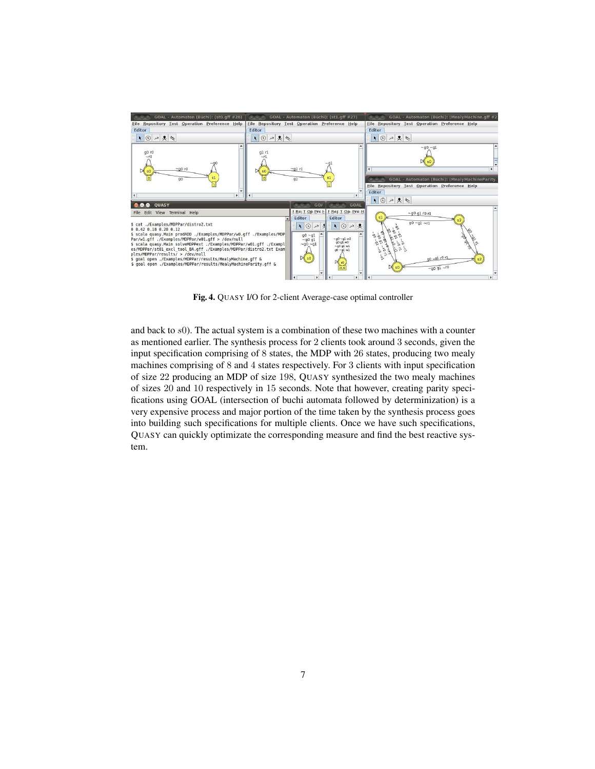Fig. 4. QUASY I/O for 2-client Average-case optimal controller

and back to $s0$). The actual system is a combination of these two machines with a counter as mentioned earlier. The synthesis process for 2 clients took around 3 seconds, given the input specification comprising of 8 states, the MDP with 26 states, producing two mealy machines comprising of 8 and 4 states respectively. For 3 clients with input specification of size 22 producing an MDP of size 198, QUASY synthesized the two mealy machines of sizes 20 and 10 respectively in 15 seconds. Note that however, creating parity specifications using GOAL (intersection of buchi automata followed by determinization) is a very expensive process and major portion of the time taken by the synthesis process goes into building such specifications for multiple clients. Once we have such specifications, QUASY can quickly optimizate the corresponding measure and find the best reactive system.